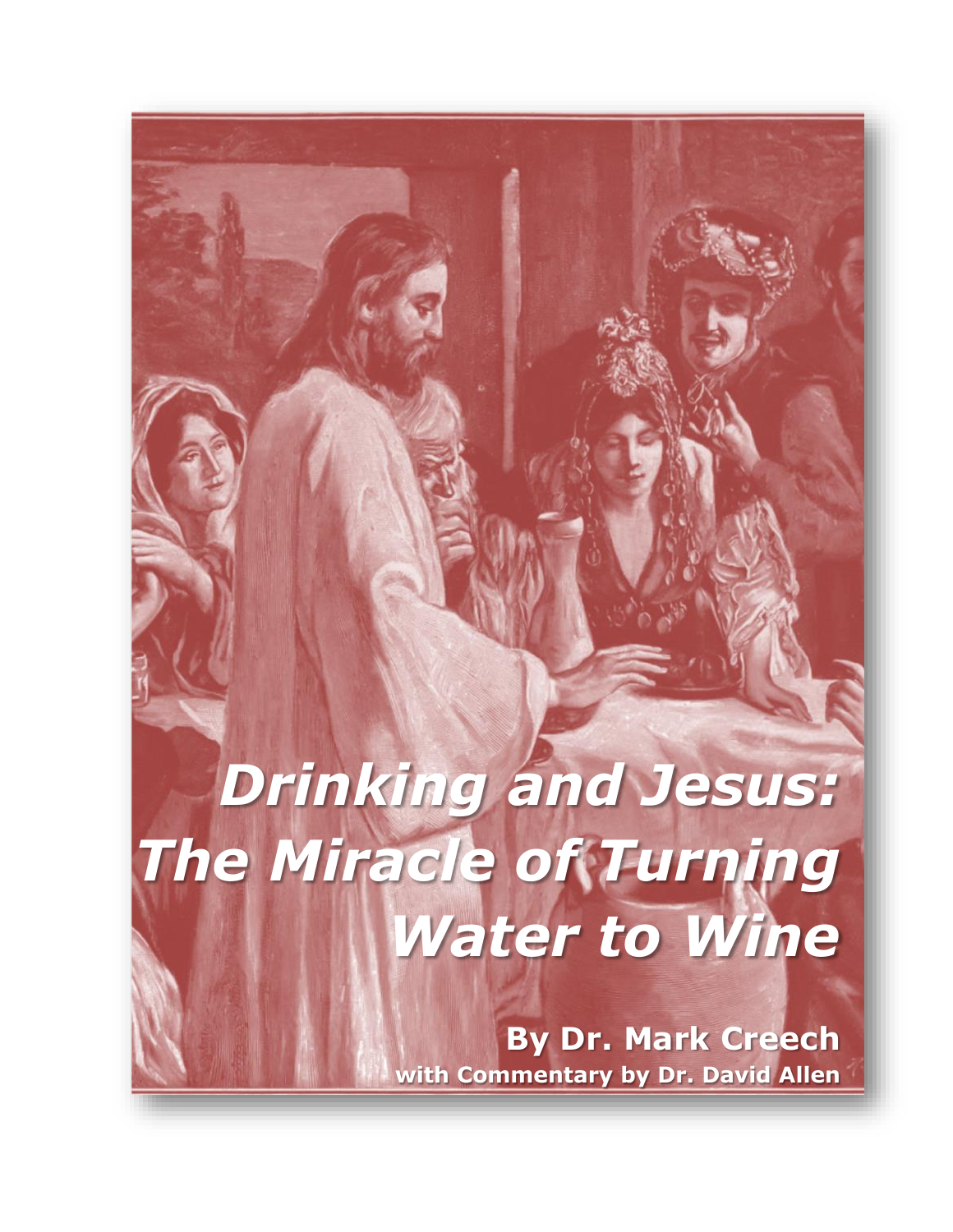# *Drinking and Jesus: The Miracle of Turning Water to Wine*

**By Dr. Mark Creech**

**with Commentary by Dr. David Allen**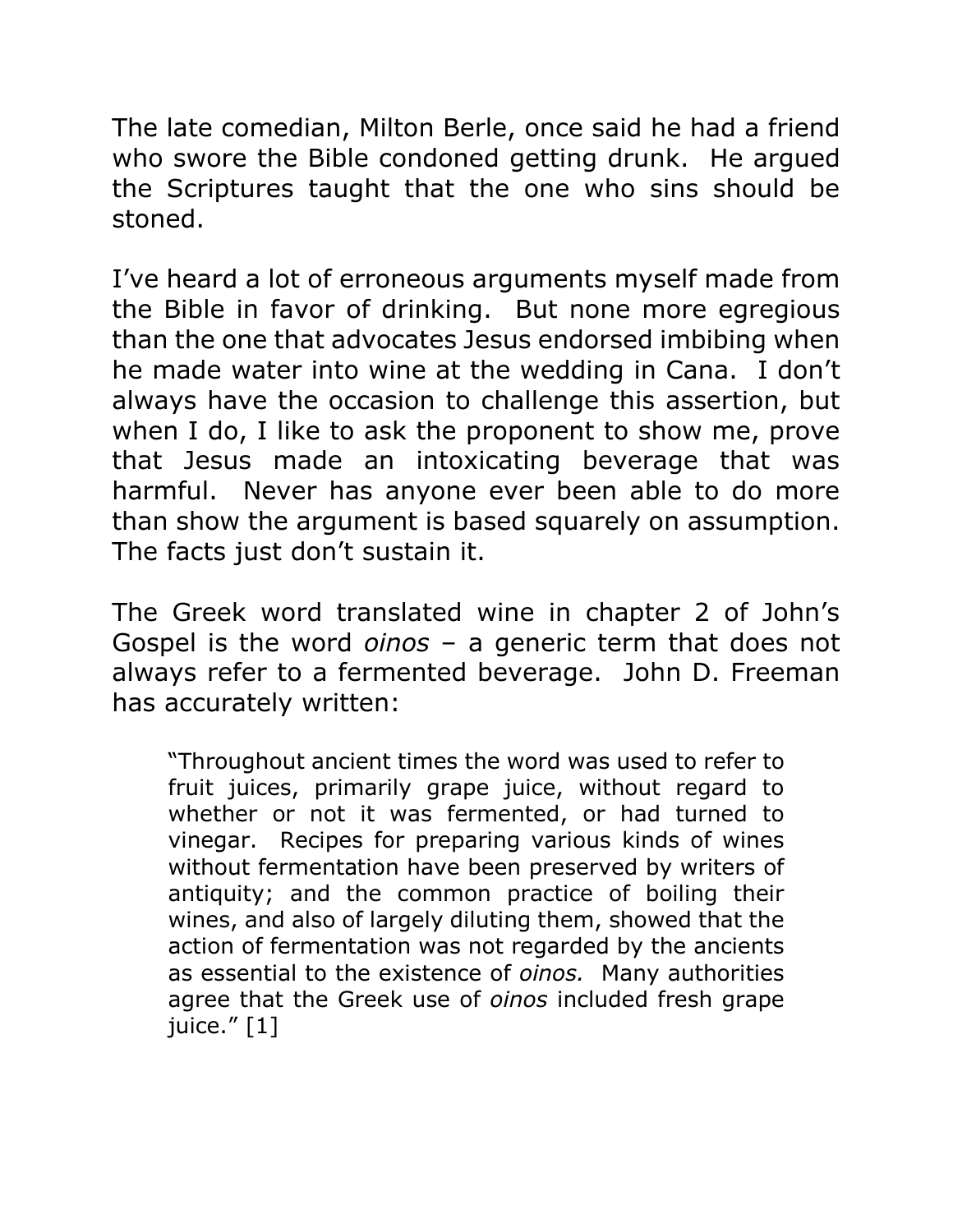The late comedian, Milton Berle, once said he had a friend who swore the Bible condoned getting drunk. He argued the Scriptures taught that the one who sins should be stoned.

I've heard a lot of erroneous arguments myself made from the Bible in favor of drinking. But none more egregious than the one that advocates Jesus endorsed imbibing when he made water into wine at the wedding in Cana. I don't always have the occasion to challenge this assertion, but when I do, I like to ask the proponent to show me, prove that Jesus made an intoxicating beverage that was harmful. Never has anyone ever been able to do more than show the argument is based squarely on assumption. The facts just don't sustain it.

The Greek word translated wine in chapter 2 of John's Gospel is the word *oinos* – a generic term that does not always refer to a fermented beverage. John D. Freeman has accurately written:

> "Throughout ancient times the word was used to refer to fruit juices, primarily grape juice, without regard to whether or not it was fermented, or had turned to vinegar. Recipes for preparing various kinds of wines without fermentation have been preserved by writers of antiquity; and the common practice of boiling their wines, and also of largely diluting them, showed that the action of fermentation was not regarded by the ancients as essential to the existence of *oinos.* Many authorities agree that the Greek use of *oinos* included fresh grape juice." [1]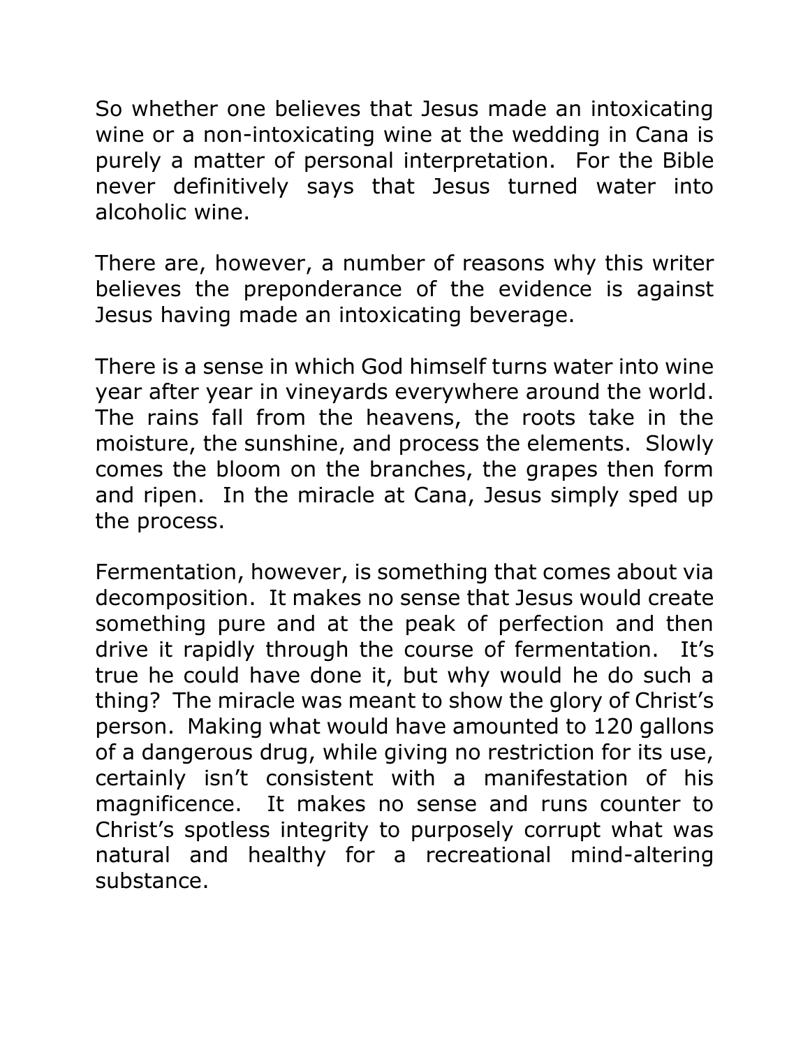So whether one believes that Jesus made an intoxicating wine or a non-intoxicating wine at the wedding in Cana is purely a matter of personal interpretation.  For the Bible never definitively says that Jesus turned water into alcoholic wine.

There are, however, a number of reasons why this writer believes the preponderance of the evidence is against Jesus having made an intoxicating beverage.

There is a sense in which God himself turns water into wine year after year in vineyards everywhere around the world.  The rains fall from the heavens, the roots take in the moisture, the sunshine, and process the elements.  Slowly comes the bloom on the branches, the grapes then form and ripen.  In the miracle at Cana, Jesus simply sped up the process.

Fermentation, however, is something that comes about via decomposition.  It makes no sense that Jesus would create something pure and at the peak of perfection and then drive it rapidly through the course of fermentation.  It's true he could have done it, but why would he do such a thing?  The miracle was meant to show the glory of Christ's person.  Making what would have amounted to 120 gallons of a dangerous drug, while giving no restriction for its use, certainly isn't consistent with a manifestation of his magnificence.  It makes no sense and runs counter to Christ's spotless integrity to purposely corrupt what was natural and healthy for a recreational mind-altering substance.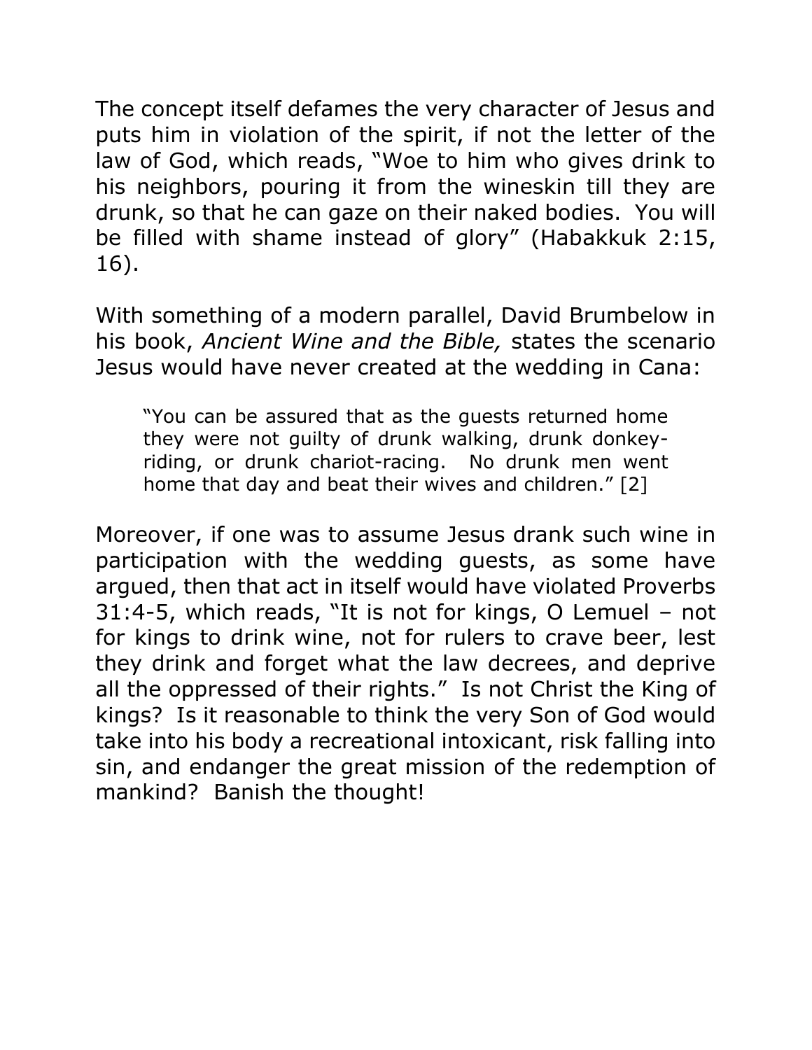The concept itself defames the very character of Jesus and puts him in violation of the spirit, if not the letter of the law of God, which reads, "Woe to him who gives drink to his neighbors, pouring it from the wineskin till they are drunk, so that he can gaze on their naked bodies. You will be filled with shame instead of glory" (Habakkuk 2:15, 16).

With something of a modern parallel, David Brumbelow in his book, *Ancient Wine and the Bible,* states the scenario Jesus would have never created at the wedding in Cana:

> "You can be assured that as the guests returned home they were not guilty of drunk walking, drunk donkey-riding, or drunk chariot-racing. No drunk men went home that day and beat their wives and children." [2]

Moreover, if one was to assume Jesus drank such wine in participation with the wedding guests, as some have argued, then that act in itself would have violated Proverbs 31:4-5, which reads, "It is not for kings, O Lemuel – not for kings to drink wine, not for rulers to crave beer, lest they drink and forget what the law decrees, and deprive all the oppressed of their rights." Is not Christ the King of kings? Is it reasonable to think the very Son of God would take into his body a recreational intoxicant, risk falling into sin, and endanger the great mission of the redemption of mankind? Banish the thought!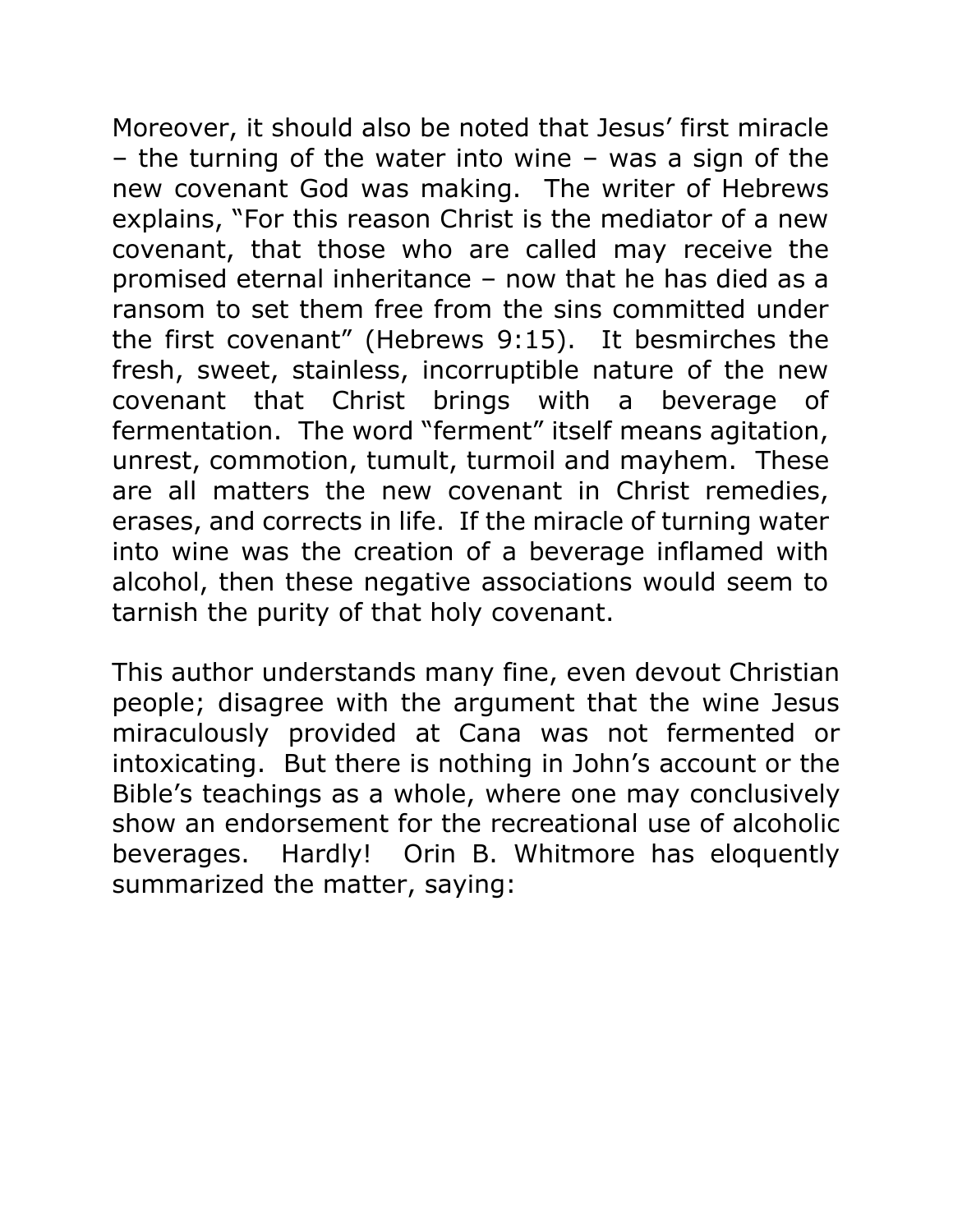Moreover, it should also be noted that Jesus' first miracle – the turning of the water into wine – was a sign of the new covenant God was making. The writer of Hebrews explains, "For this reason Christ is the mediator of a new covenant, that those who are called may receive the promised eternal inheritance – now that he has died as a ransom to set them free from the sins committed under the first covenant" (Hebrews 9:15). It besmirches the fresh, sweet, stainless, incorruptible nature of the new covenant that Christ brings with a beverage of fermentation. The word "ferment" itself means agitation, unrest, commotion, tumult, turmoil and mayhem. These are all matters the new covenant in Christ remedies, erases, and corrects in life. If the miracle of turning water into wine was the creation of a beverage inflamed with alcohol, then these negative associations would seem to tarnish the purity of that holy covenant.

This author understands many fine, even devout Christian people; disagree with the argument that the wine Jesus miraculously provided at Cana was not fermented or intoxicating. But there is nothing in John's account or the Bible's teachings as a whole, where one may conclusively show an endorsement for the recreational use of alcoholic beverages. Hardly! Orin B. Whitmore has eloquently summarized the matter, saying: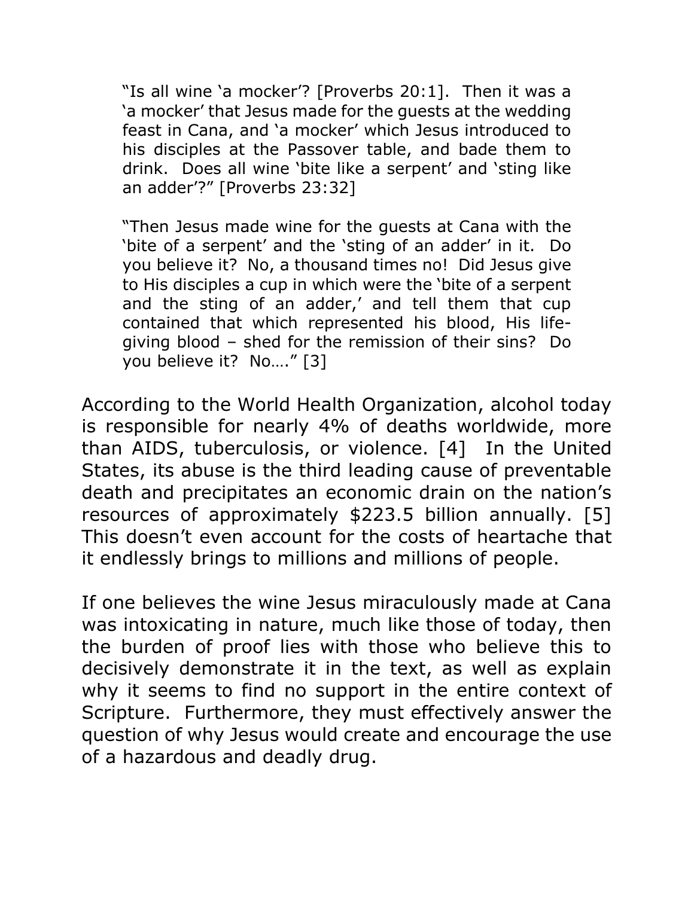> "Is all wine 'a mocker'? [Proverbs 20:1]. Then it was a 'a mocker' that Jesus made for the guests at the wedding feast in Cana, and 'a mocker' which Jesus introduced to his disciples at the Passover table, and bade them to drink. Does all wine 'bite like a serpent' and 'sting like an adder'?" [Proverbs 23:32]
>
> "Then Jesus made wine for the guests at Cana with the 'bite of a serpent' and the 'sting of an adder' in it. Do you believe it? No, a thousand times no! Did Jesus give to His disciples a cup in which were the 'bite of a serpent and the sting of an adder,' and tell them that cup contained that which represented his blood, His life-giving blood – shed for the remission of their sins? Do you believe it? No…." [3]

According to the World Health Organization, alcohol today is responsible for nearly 4% of deaths worldwide, more than AIDS, tuberculosis, or violence. [4] In the United States, its abuse is the third leading cause of preventable death and precipitates an economic drain on the nation's resources of approximately $223.5 billion annually. [5] This doesn't even account for the costs of heartache that it endlessly brings to millions and millions of people.

If one believes the wine Jesus miraculously made at Cana was intoxicating in nature, much like those of today, then the burden of proof lies with those who believe this to decisively demonstrate it in the text, as well as explain why it seems to find no support in the entire context of Scripture. Furthermore, they must effectively answer the question of why Jesus would create and encourage the use of a hazardous and deadly drug.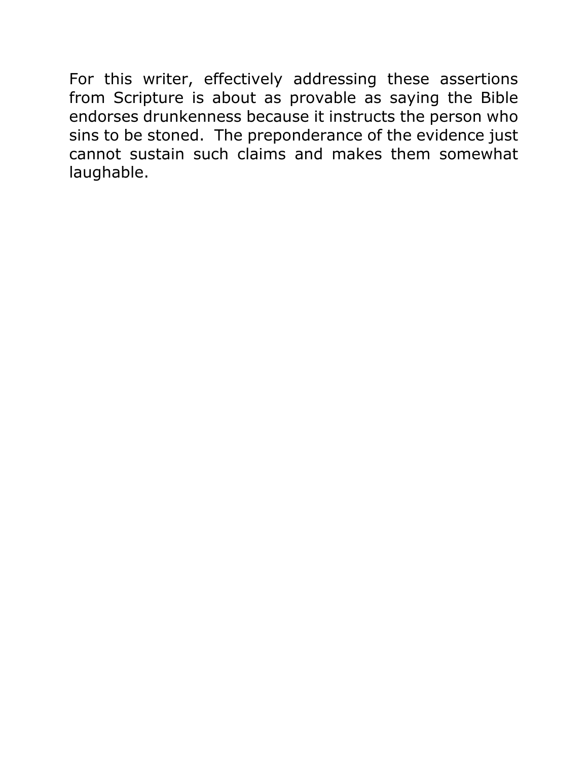For this writer, effectively addressing these assertions from Scripture is about as provable as saying the Bible endorses drunkenness because it instructs the person who sins to be stoned. The preponderance of the evidence just cannot sustain such claims and makes them somewhat laughable.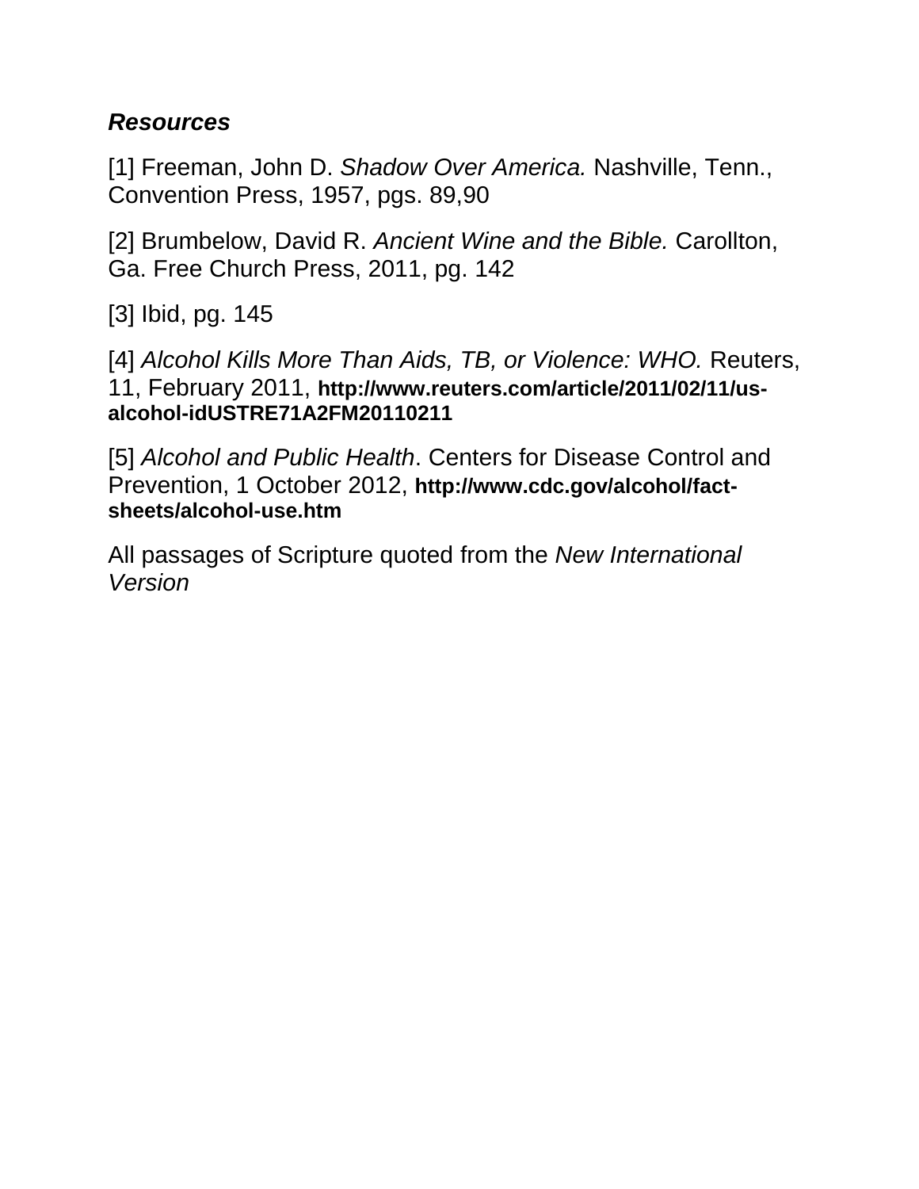***Resources***

[1] Freeman, John D. *Shadow Over America.* Nashville, Tenn., Convention Press, 1957, pgs. 89,90

[2] Brumbelow, David R. *Ancient Wine and the Bible.* Carollton, Ga. Free Church Press, 2011, pg. 142

[3] Ibid, pg. 145

[4] *Alcohol Kills More Than Aids, TB, or Violence: WHO.* Reuters, 11, February 2011, **http://www.reuters.com/article/2011/02/11/us-alcohol-idUSTRE71A2FM20110211**

[5] *Alcohol and Public Health*. Centers for Disease Control and Prevention, 1 October 2012, **http://www.cdc.gov/alcohol/fact-sheets/alcohol-use.htm**

All passages of Scripture quoted from the *New International Version*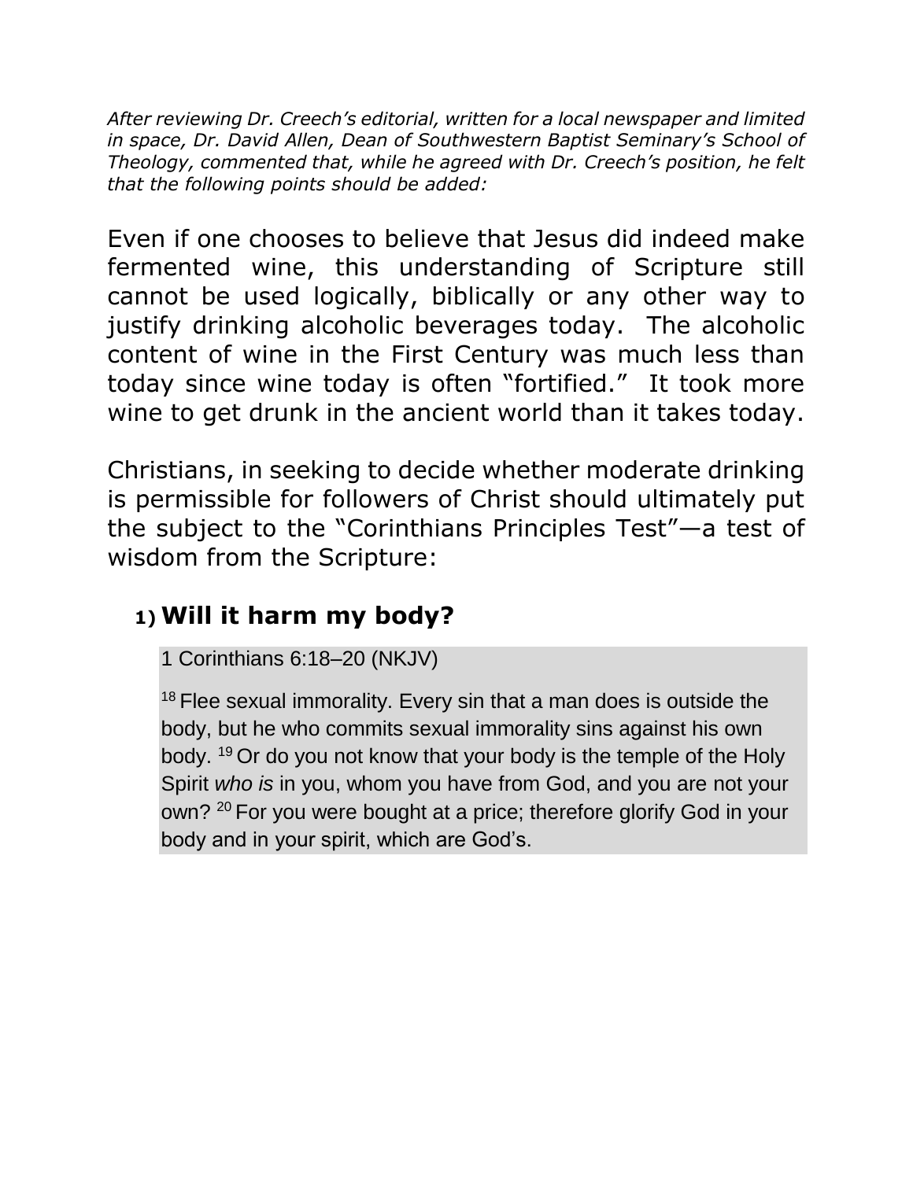*After reviewing Dr. Creech's editorial, written for a local newspaper and limited in space, Dr. David Allen, Dean of Southwestern Baptist Seminary's School of Theology, commented that, while he agreed with Dr. Creech's position, he felt that the following points should be added:*

Even if one chooses to believe that Jesus did indeed make fermented wine, this understanding of Scripture still cannot be used logically, biblically or any other way to justify drinking alcoholic beverages today. The alcoholic content of wine in the First Century was much less than today since wine today is often "fortified." It took more wine to get drunk in the ancient world than it takes today.

Christians, in seeking to decide whether moderate drinking is permissible for followers of Christ should ultimately put the subject to the "Corinthians Principles Test"—a test of wisdom from the Scripture:

### 1) Will it harm my body?

> 1 Corinthians 6:18–20 (NKJV)
>
> [18] Flee sexual immorality. Every sin that a man does is outside the body, but he who commits sexual immorality sins against his own body. [19] Or do you not know that your body is the temple of the Holy Spirit *who is* in you, whom you have from God, and you are not your own? [20] For you were bought at a price; therefore glorify God in your body and in your spirit, which are God's.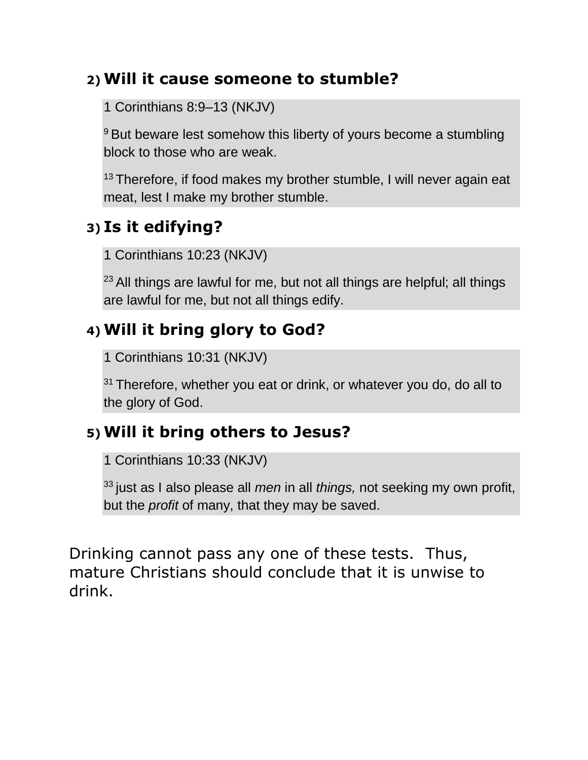2) **Will it cause someone to stumble?**

> 1 Corinthians 8:9–13 (NKJV)
>
> [9] But beware lest somehow this liberty of yours become a stumbling block to those who are weak.
>
> [13] Therefore, if food makes my brother stumble, I will never again eat meat, lest I make my brother stumble.

3) **Is it edifying?**

> 1 Corinthians 10:23 (NKJV)
>
> [23] All things are lawful for me, but not all things are helpful; all things are lawful for me, but not all things edify.

4) **Will it bring glory to God?**

> 1 Corinthians 10:31 (NKJV)
>
> [31] Therefore, whether you eat or drink, or whatever you do, do all to the glory of God.

5) **Will it bring others to Jesus?**

> 1 Corinthians 10:33 (NKJV)
>
> [33] just as I also please all *men* in all *things,* not seeking my own profit, but the *profit* of many, that they may be saved.

Drinking cannot pass any one of these tests. Thus, mature Christians should conclude that it is unwise to drink.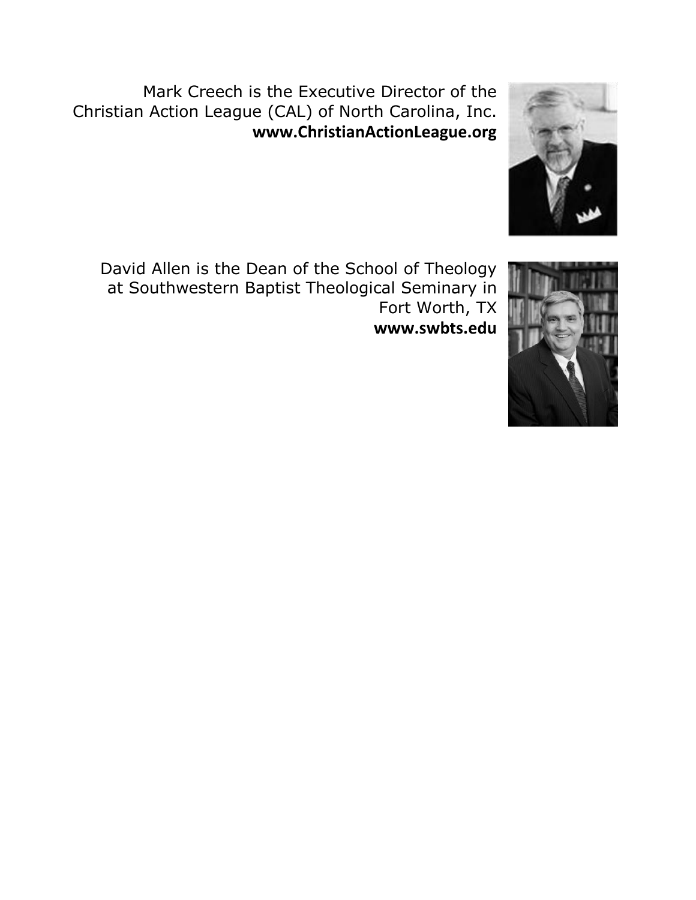Mark Creech is the Executive Director of the Christian Action League (CAL) of North Carolina, Inc.
**www.ChristianActionLeague.org**

David Allen is the Dean of the School of Theology at Southwestern Baptist Theological Seminary in Fort Worth, TX
**www.swbts.edu**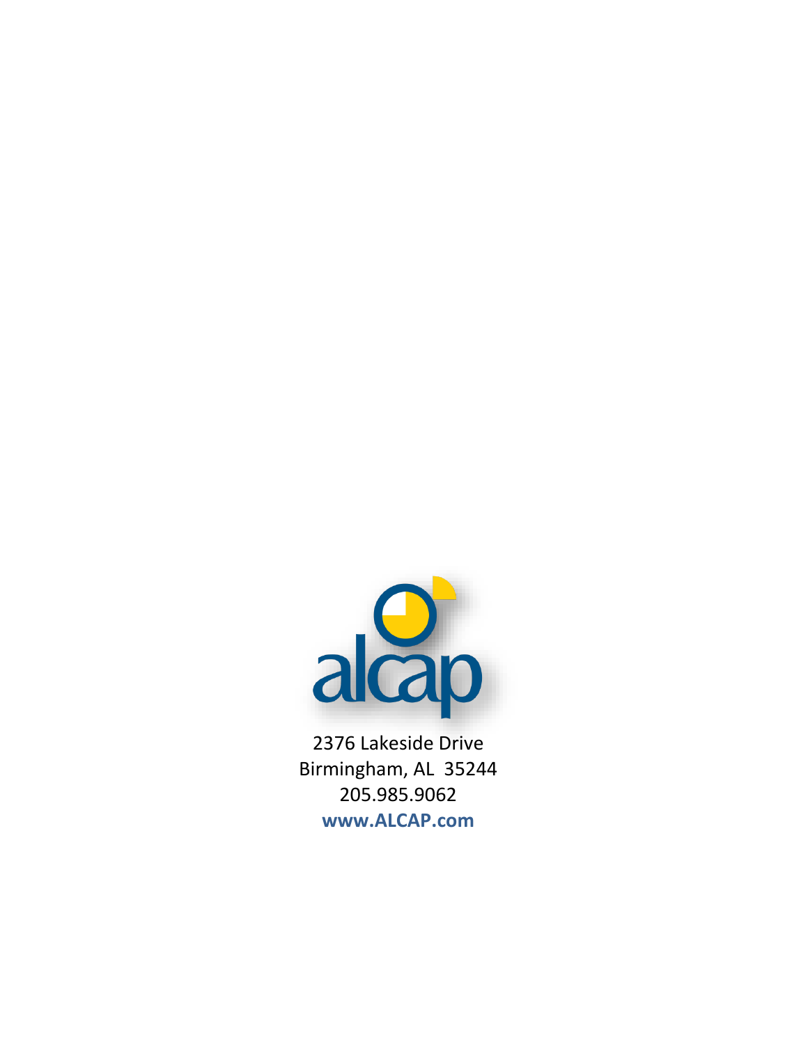alcap

2376 Lakeside Drive
Birmingham, AL 35244
205.985.9062
**www.ALCAP.com**